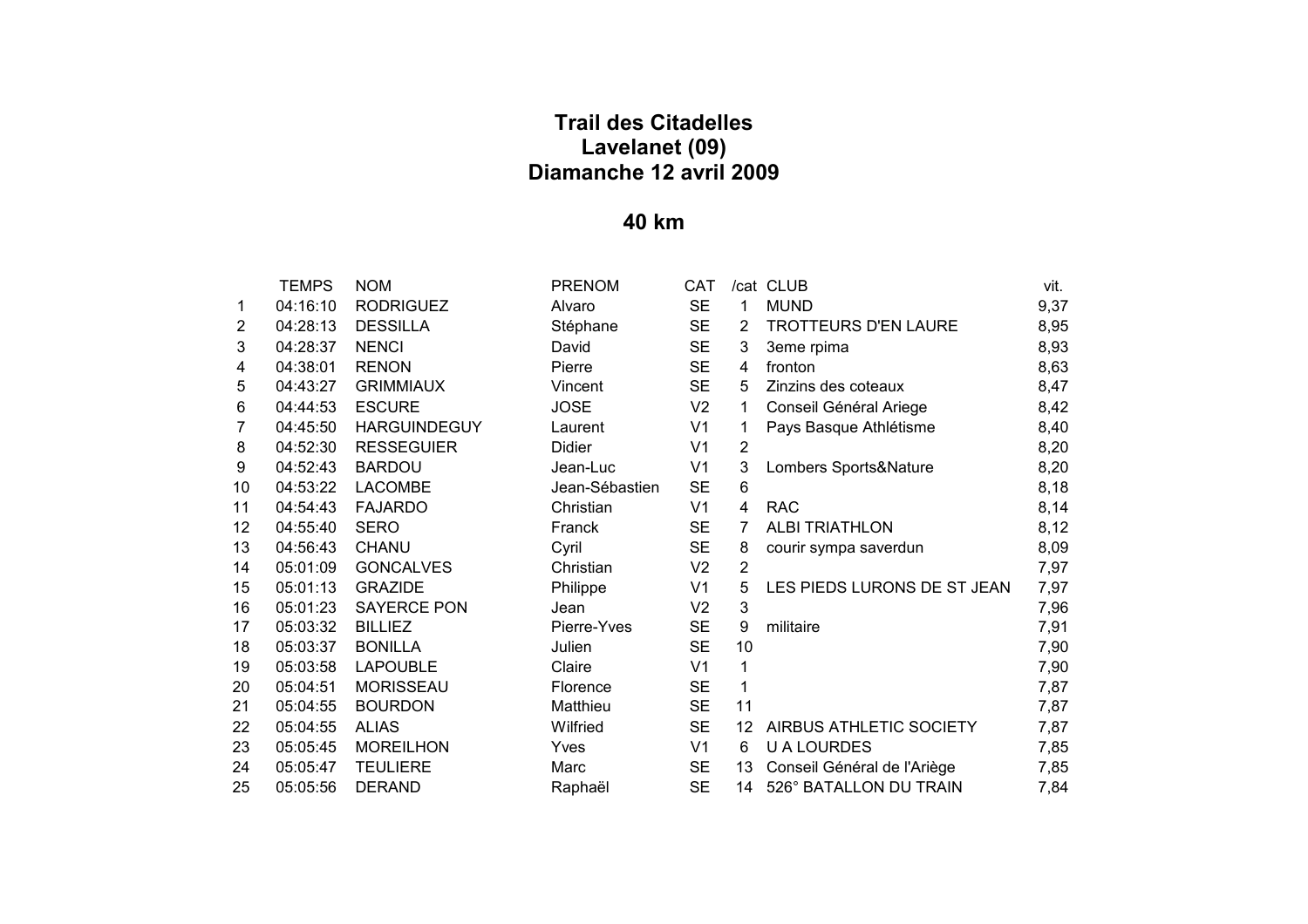# Trail des Citadelles
# Lavelanet (09)
# Diamanche 12 avril 2009

## 40 km

| | TEMPS | NOM | PRENOM | CAT | /cat | CLUB | vit. |
|---|---|---|---|---|---|---|---|
| 1 | 04:16:10 | RODRIGUEZ | Alvaro | SE | 1 | MUND | 9,37 |
| 2 | 04:28:13 | DESSILLA | Stéphane | SE | 2 | TROTTEURS D'EN LAURE | 8,95 |
| 3 | 04:28:37 | NENCI | David | SE | 3 | 3eme rpima | 8,93 |
| 4 | 04:38:01 | RENON | Pierre | SE | 4 | fronton | 8,63 |
| 5 | 04:43:27 | GRIMMIAUX | Vincent | SE | 5 | Zinzins des coteaux | 8,47 |
| 6 | 04:44:53 | ESCURE | JOSE | V2 | 1 | Conseil Général Ariege | 8,42 |
| 7 | 04:45:50 | HARGUINDEGUY | Laurent | V1 | 1 | Pays Basque Athlétisme | 8,40 |
| 8 | 04:52:30 | RESSEGUIER | Didier | V1 | 2 | | 8,20 |
| 9 | 04:52:43 | BARDOU | Jean-Luc | V1 | 3 | Lombers Sports&Nature | 8,20 |
| 10 | 04:53:22 | LACOMBE | Jean-Sébastien | SE | 6 | | 8,18 |
| 11 | 04:54:43 | FAJARDO | Christian | V1 | 4 | RAC | 8,14 |
| 12 | 04:55:40 | SERO | Franck | SE | 7 | ALBI TRIATHLON | 8,12 |
| 13 | 04:56:43 | CHANU | Cyril | SE | 8 | courir sympa saverdun | 8,09 |
| 14 | 05:01:09 | GONCALVES | Christian | V2 | 2 | | 7,97 |
| 15 | 05:01:13 | GRAZIDE | Philippe | V1 | 5 | LES PIEDS LURONS DE ST JEAN | 7,97 |
| 16 | 05:01:23 | SAYERCE PON | Jean | V2 | 3 | | 7,96 |
| 17 | 05:03:32 | BILLIEZ | Pierre-Yves | SE | 9 | militaire | 7,91 |
| 18 | 05:03:37 | BONILLA | Julien | SE | 10 | | 7,90 |
| 19 | 05:03:58 | LAPOUBLE | Claire | V1 | 1 | | 7,90 |
| 20 | 05:04:51 | MORISSEAU | Florence | SE | 1 | | 7,87 |
| 21 | 05:04:55 | BOURDON | Matthieu | SE | 11 | | 7,87 |
| 22 | 05:04:55 | ALIAS | Wilfried | SE | 12 | AIRBUS ATHLETIC SOCIETY | 7,87 |
| 23 | 05:05:45 | MOREILHON | Yves | V1 | 6 | U A LOURDES | 7,85 |
| 24 | 05:05:47 | TEULIERE | Marc | SE | 13 | Conseil Général de l'Ariège | 7,85 |
| 25 | 05:05:56 | DERAND | Raphaël | SE | 14 | 526° BATALLON DU TRAIN | 7,84 |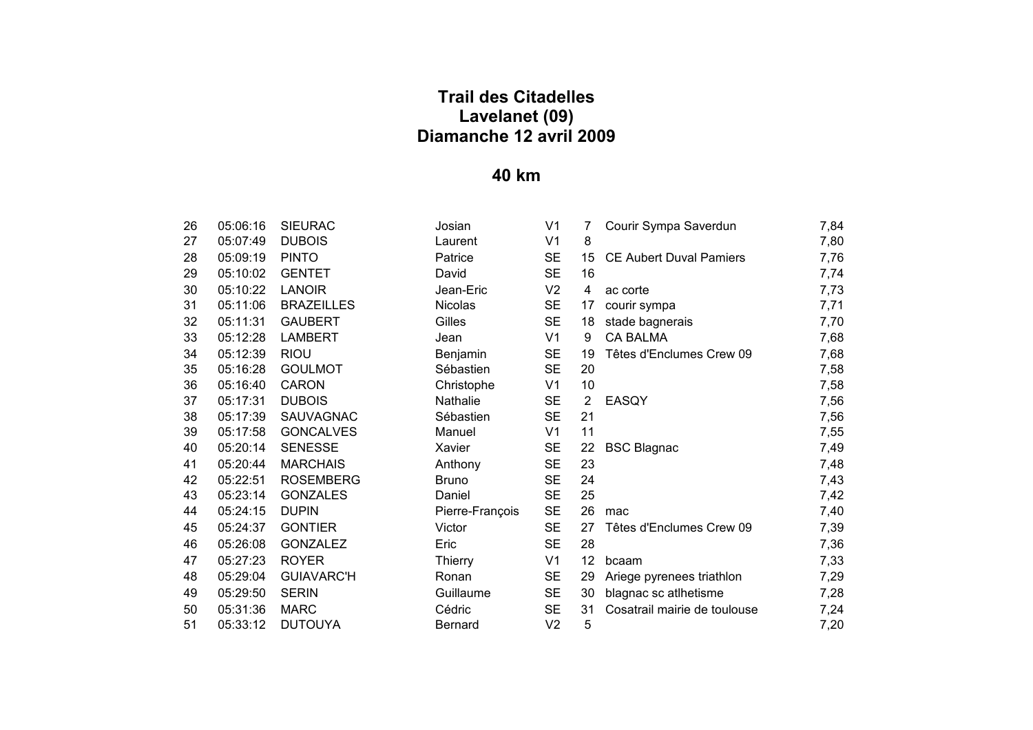# Trail des Citadelles
## Lavelanet (09)
## Diamanche 12 avril 2009

## 40 km

| | | | | | | | |
|---|---|---|---|---|---|---|---|
| 26 | 05:06:16 | SIEURAC | Josian | V1 | 7 | Courir Sympa Saverdun | 7,84 |
| 27 | 05:07:49 | DUBOIS | Laurent | V1 | 8 | | 7,80 |
| 28 | 05:09:19 | PINTO | Patrice | SE | 15 | CE Aubert Duval Pamiers | 7,76 |
| 29 | 05:10:02 | GENTET | David | SE | 16 | | 7,74 |
| 30 | 05:10:22 | LANOIR | Jean-Eric | V2 | 4 | ac corte | 7,73 |
| 31 | 05:11:06 | BRAZEILLES | Nicolas | SE | 17 | courir sympa | 7,71 |
| 32 | 05:11:31 | GAUBERT | Gilles | SE | 18 | stade bagnerais | 7,70 |
| 33 | 05:12:28 | LAMBERT | Jean | V1 | 9 | CA BALMA | 7,68 |
| 34 | 05:12:39 | RIOU | Benjamin | SE | 19 | Têtes d'Enclumes Crew 09 | 7,68 |
| 35 | 05:16:28 | GOULMOT | Sébastien | SE | 20 | | 7,58 |
| 36 | 05:16:40 | CARON | Christophe | V1 | 10 | | 7,58 |
| 37 | 05:17:31 | DUBOIS | Nathalie | SE | 2 | EASQY | 7,56 |
| 38 | 05:17:39 | SAUVAGNAC | Sébastien | SE | 21 | | 7,56 |
| 39 | 05:17:58 | GONCALVES | Manuel | V1 | 11 | | 7,55 |
| 40 | 05:20:14 | SENESSE | Xavier | SE | 22 | BSC Blagnac | 7,49 |
| 41 | 05:20:44 | MARCHAIS | Anthony | SE | 23 | | 7,48 |
| 42 | 05:22:51 | ROSEMBERG | Bruno | SE | 24 | | 7,43 |
| 43 | 05:23:14 | GONZALES | Daniel | SE | 25 | | 7,42 |
| 44 | 05:24:15 | DUPIN | Pierre-François | SE | 26 | mac | 7,40 |
| 45 | 05:24:37 | GONTIER | Victor | SE | 27 | Têtes d'Enclumes Crew 09 | 7,39 |
| 46 | 05:26:08 | GONZALEZ | Eric | SE | 28 | | 7,36 |
| 47 | 05:27:23 | ROYER | Thierry | V1 | 12 | bcaam | 7,33 |
| 48 | 05:29:04 | GUIAVARC'H | Ronan | SE | 29 | Ariege pyrenees triathlon | 7,29 |
| 49 | 05:29:50 | SERIN | Guillaume | SE | 30 | blagnac sc atlhetisme | 7,28 |
| 50 | 05:31:36 | MARC | Cédric | SE | 31 | Cosatrail mairie de toulouse | 7,24 |
| 51 | 05:33:12 | DUTOUYA | Bernard | V2 | 5 | | 7,20 |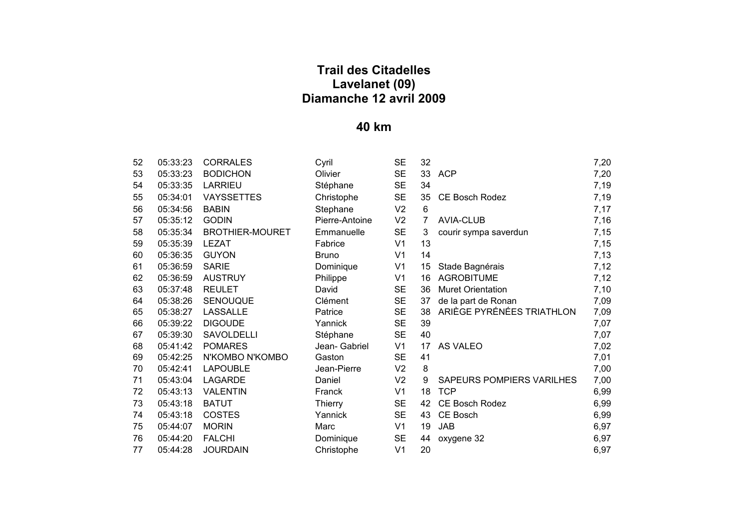# Trail des Citadelles
# Lavelanet (09)
# Diamanche 12 avril 2009

## 40 km

| | | | | | | | |
|---|---|---|---|---|---|---|---|
| 52 | 05:33:23 | CORRALES | Cyril | SE | 32 | | 7,20 |
| 53 | 05:33:23 | BODICHON | Olivier | SE | 33 | ACP | 7,20 |
| 54 | 05:33:35 | LARRIEU | Stéphane | SE | 34 | | 7,19 |
| 55 | 05:34:01 | VAYSSETTES | Christophe | SE | 35 | CE Bosch Rodez | 7,19 |
| 56 | 05:34:56 | BABIN | Stephane | V2 | 6 | | 7,17 |
| 57 | 05:35:12 | GODIN | Pierre-Antoine | V2 | 7 | AVIA-CLUB | 7,16 |
| 58 | 05:35:34 | BROTHIER-MOURET | Emmanuelle | SE | 3 | courir sympa saverdun | 7,15 |
| 59 | 05:35:39 | LEZAT | Fabrice | V1 | 13 | | 7,15 |
| 60 | 05:36:35 | GUYON | Bruno | V1 | 14 | | 7,13 |
| 61 | 05:36:59 | SARIE | Dominique | V1 | 15 | Stade Bagnérais | 7,12 |
| 62 | 05:36:59 | AUSTRUY | Philippe | V1 | 16 | AGROBITUME | 7,12 |
| 63 | 05:37:48 | REULET | David | SE | 36 | Muret Orientation | 7,10 |
| 64 | 05:38:26 | SENOUQUE | Clément | SE | 37 | de la part de Ronan | 7,09 |
| 65 | 05:38:27 | LASSALLE | Patrice | SE | 38 | ARIÈGE PYRÉNÉES TRIATHLON | 7,09 |
| 66 | 05:39:22 | DIGOUDE | Yannick | SE | 39 | | 7,07 |
| 67 | 05:39:30 | SAVOLDELLI | Stéphane | SE | 40 | | 7,07 |
| 68 | 05:41:42 | POMARES | Jean- Gabriel | V1 | 17 | AS VALEO | 7,02 |
| 69 | 05:42:25 | N'KOMBO N'KOMBO | Gaston | SE | 41 | | 7,01 |
| 70 | 05:42:41 | LAPOUBLE | Jean-Pierre | V2 | 8 | | 7,00 |
| 71 | 05:43:04 | LAGARDE | Daniel | V2 | 9 | SAPEURS POMPIERS VARILHES | 7,00 |
| 72 | 05:43:13 | VALENTIN | Franck | V1 | 18 | TCP | 6,99 |
| 73 | 05:43:18 | BATUT | Thierry | SE | 42 | CE Bosch Rodez | 6,99 |
| 74 | 05:43:18 | COSTES | Yannick | SE | 43 | CE Bosch | 6,99 |
| 75 | 05:44:07 | MORIN | Marc | V1 | 19 | JAB | 6,97 |
| 76 | 05:44:20 | FALCHI | Dominique | SE | 44 | oxygene 32 | 6,97 |
| 77 | 05:44:28 | JOURDAIN | Christophe | V1 | 20 | | 6,97 |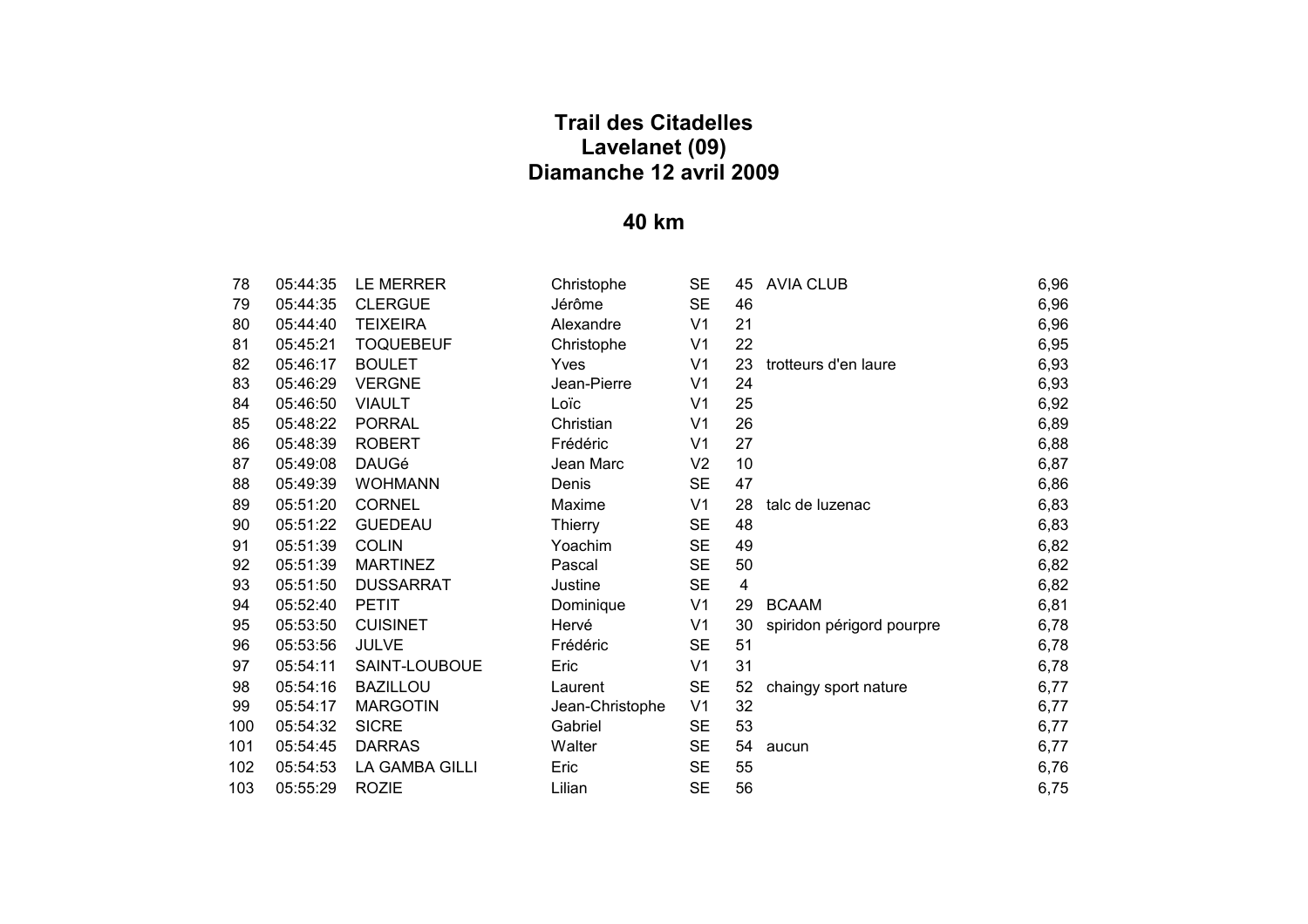# Trail des Citadelles
## Lavelanet (09)
## Diamanche 12 avril 2009

## 40 km

| | | | | | | | |
|---|---|---|---|---|---|---|---|
| 78 | 05:44:35 | LE MERRER | Christophe | SE | 45 | AVIA CLUB | 6,96 |
| 79 | 05:44:35 | CLERGUE | Jérôme | SE | 46 | | 6,96 |
| 80 | 05:44:40 | TEIXEIRA | Alexandre | V1 | 21 | | 6,96 |
| 81 | 05:45:21 | TOQUEBEUF | Christophe | V1 | 22 | | 6,95 |
| 82 | 05:46:17 | BOULET | Yves | V1 | 23 | trotteurs d'en laure | 6,93 |
| 83 | 05:46:29 | VERGNE | Jean-Pierre | V1 | 24 | | 6,93 |
| 84 | 05:46:50 | VIAULT | Loïc | V1 | 25 | | 6,92 |
| 85 | 05:48:22 | PORRAL | Christian | V1 | 26 | | 6,89 |
| 86 | 05:48:39 | ROBERT | Frédéric | V1 | 27 | | 6,88 |
| 87 | 05:49:08 | DAUGé | Jean Marc | V2 | 10 | | 6,87 |
| 88 | 05:49:39 | WOHMANN | Denis | SE | 47 | | 6,86 |
| 89 | 05:51:20 | CORNEL | Maxime | V1 | 28 | talc de luzenac | 6,83 |
| 90 | 05:51:22 | GUEDEAU | Thierry | SE | 48 | | 6,83 |
| 91 | 05:51:39 | COLIN | Yoachim | SE | 49 | | 6,82 |
| 92 | 05:51:39 | MARTINEZ | Pascal | SE | 50 | | 6,82 |
| 93 | 05:51:50 | DUSSARRAT | Justine | SE | 4 | | 6,82 |
| 94 | 05:52:40 | PETIT | Dominique | V1 | 29 | BCAAM | 6,81 |
| 95 | 05:53:50 | CUISINET | Hervé | V1 | 30 | spiridon périgord pourpre | 6,78 |
| 96 | 05:53:56 | JULVE | Frédéric | SE | 51 | | 6,78 |
| 97 | 05:54:11 | SAINT-LOUBOUE | Eric | V1 | 31 | | 6,78 |
| 98 | 05:54:16 | BAZILLOU | Laurent | SE | 52 | chaingy sport nature | 6,77 |
| 99 | 05:54:17 | MARGOTIN | Jean-Christophe | V1 | 32 | | 6,77 |
| 100 | 05:54:32 | SICRE | Gabriel | SE | 53 | | 6,77 |
| 101 | 05:54:45 | DARRAS | Walter | SE | 54 | aucun | 6,77 |
| 102 | 05:54:53 | LA GAMBA GILLI | Eric | SE | 55 | | 6,76 |
| 103 | 05:55:29 | ROZIE | Lilian | SE | 56 | | 6,75 |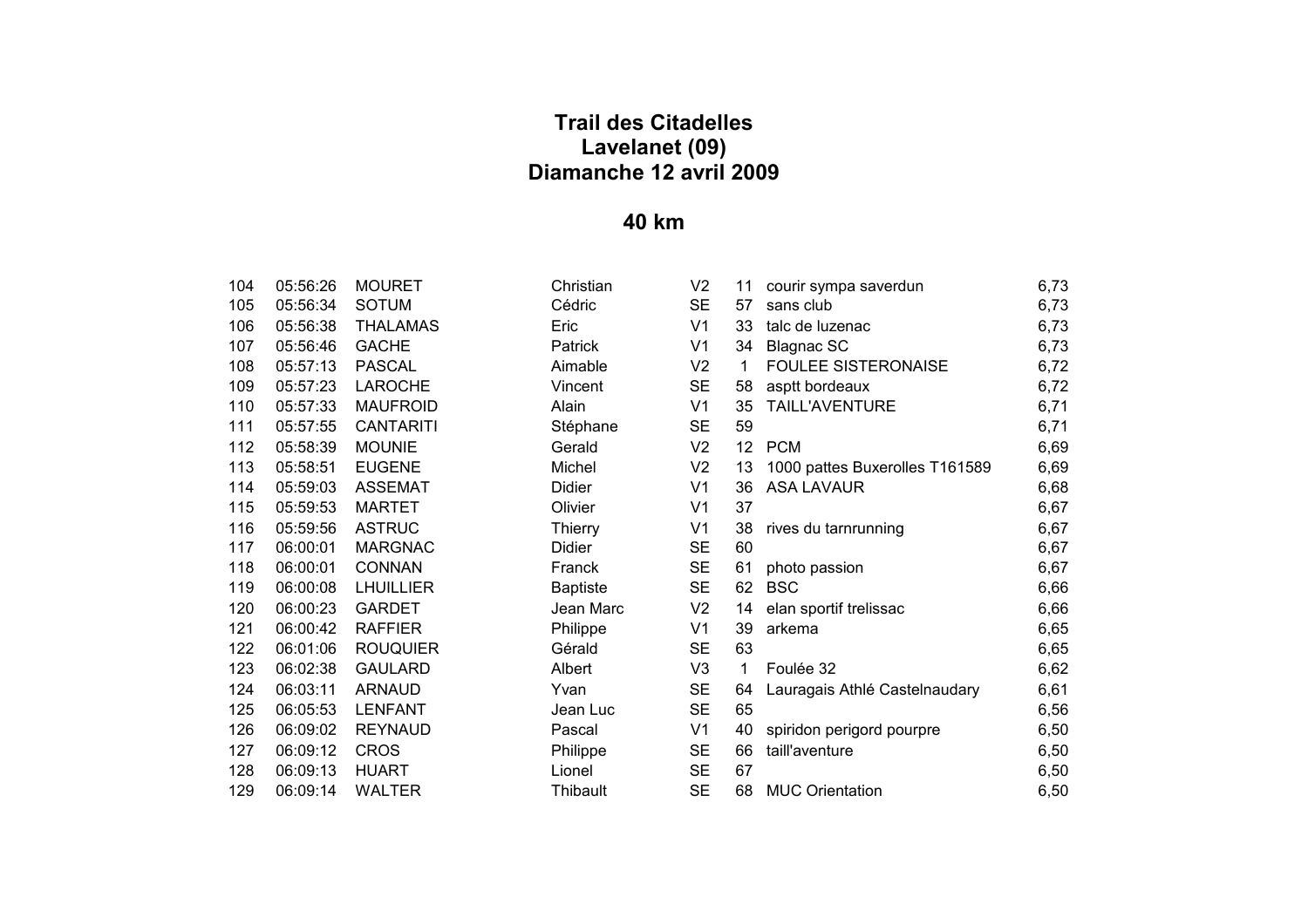# Trail des Citadelles
## Lavelanet (09)
## Diamanche 12 avril 2009

## 40 km

| | | | | | | | |
|---|---|---|---|---|---|---|---|
| 104 | 05:56:26 | MOURET | Christian | V2 | 11 | courir sympa saverdun | 6,73 |
| 105 | 05:56:34 | SOTUM | Cédric | SE | 57 | sans club | 6,73 |
| 106 | 05:56:38 | THALAMAS | Eric | V1 | 33 | talc de luzenac | 6,73 |
| 107 | 05:56:46 | GACHE | Patrick | V1 | 34 | Blagnac SC | 6,73 |
| 108 | 05:57:13 | PASCAL | Aimable | V2 | 1 | FOULEE SISTERONAISE | 6,72 |
| 109 | 05:57:23 | LAROCHE | Vincent | SE | 58 | asptt bordeaux | 6,72 |
| 110 | 05:57:33 | MAUFROID | Alain | V1 | 35 | TAILL'AVENTURE | 6,71 |
| 111 | 05:57:55 | CANTARITI | Stéphane | SE | 59 | | 6,71 |
| 112 | 05:58:39 | MOUNIE | Gerald | V2 | 12 | PCM | 6,69 |
| 113 | 05:58:51 | EUGENE | Michel | V2 | 13 | 1000 pattes Buxerolles T161589 | 6,69 |
| 114 | 05:59:03 | ASSEMAT | Didier | V1 | 36 | ASA LAVAUR | 6,68 |
| 115 | 05:59:53 | MARTET | Olivier | V1 | 37 | | 6,67 |
| 116 | 05:59:56 | ASTRUC | Thierry | V1 | 38 | rives du tarnrunning | 6,67 |
| 117 | 06:00:01 | MARGNAC | Didier | SE | 60 | | 6,67 |
| 118 | 06:00:01 | CONNAN | Franck | SE | 61 | photo passion | 6,67 |
| 119 | 06:00:08 | LHUILLIER | Baptiste | SE | 62 | BSC | 6,66 |
| 120 | 06:00:23 | GARDET | Jean Marc | V2 | 14 | elan sportif trelissac | 6,66 |
| 121 | 06:00:42 | RAFFIER | Philippe | V1 | 39 | arkema | 6,65 |
| 122 | 06:01:06 | ROUQUIER | Gérald | SE | 63 | | 6,65 |
| 123 | 06:02:38 | GAULARD | Albert | V3 | 1 | Foulée 32 | 6,62 |
| 124 | 06:03:11 | ARNAUD | Yvan | SE | 64 | Lauragais Athlé Castelnaudary | 6,61 |
| 125 | 06:05:53 | LENFANT | Jean Luc | SE | 65 | | 6,56 |
| 126 | 06:09:02 | REYNAUD | Pascal | V1 | 40 | spiridon perigord pourpre | 6,50 |
| 127 | 06:09:12 | CROS | Philippe | SE | 66 | taill'aventure | 6,50 |
| 128 | 06:09:13 | HUART | Lionel | SE | 67 | | 6,50 |
| 129 | 06:09:14 | WALTER | Thibault | SE | 68 | MUC Orientation | 6,50 |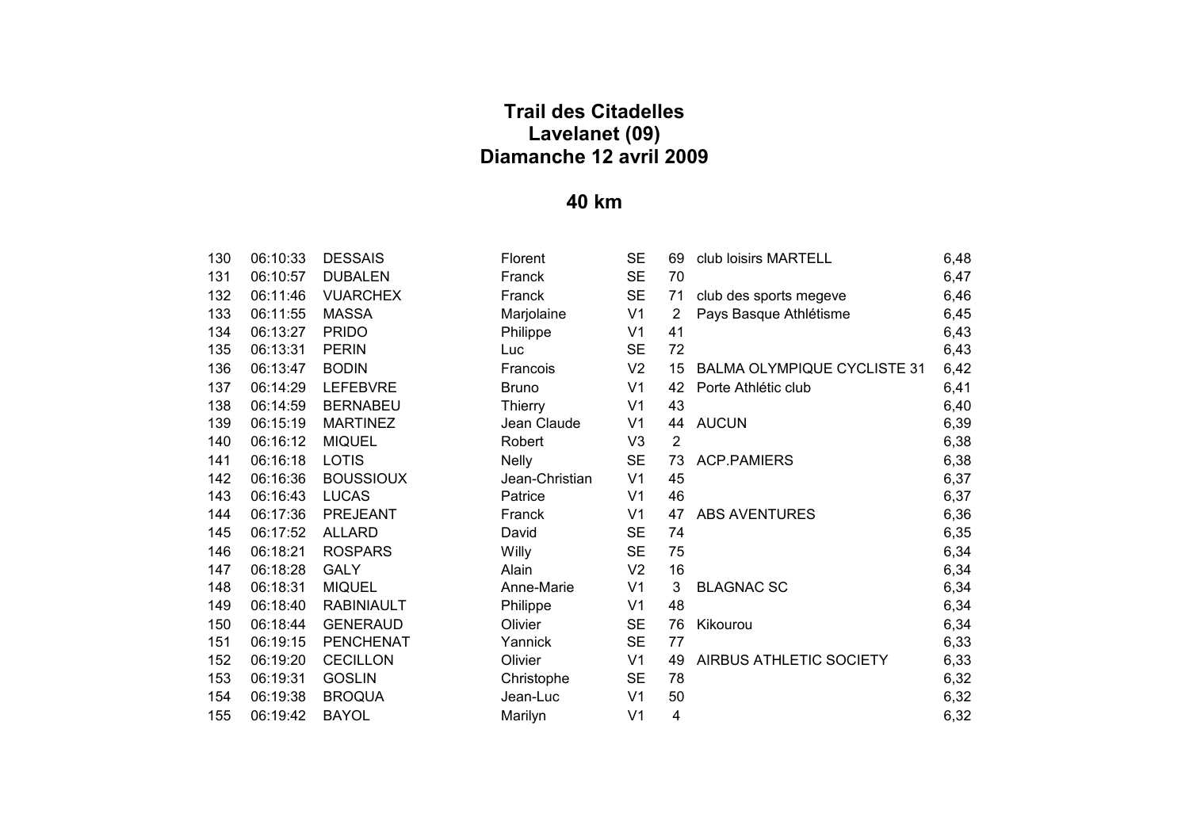# Trail des Citadelles
## Lavelanet (09)
## Diamanche 12 avril 2009

## 40 km

| | | | | | | | |
|---|---|---|---|---|---|---|---|
| 130 | 06:10:33 | DESSAIS | Florent | SE | 69 | club loisirs MARTELL | 6,48 |
| 131 | 06:10:57 | DUBALEN | Franck | SE | 70 | | 6,47 |
| 132 | 06:11:46 | VUARCHEX | Franck | SE | 71 | club des sports megeve | 6,46 |
| 133 | 06:11:55 | MASSA | Marjolaine | V1 | 2 | Pays Basque Athlétisme | 6,45 |
| 134 | 06:13:27 | PRIDO | Philippe | V1 | 41 | | 6,43 |
| 135 | 06:13:31 | PERIN | Luc | SE | 72 | | 6,43 |
| 136 | 06:13:47 | BODIN | Francois | V2 | 15 | BALMA OLYMPIQUE CYCLISTE 31 | 6,42 |
| 137 | 06:14:29 | LEFEBVRE | Bruno | V1 | 42 | Porte Athlétic club | 6,41 |
| 138 | 06:14:59 | BERNABEU | Thierry | V1 | 43 | | 6,40 |
| 139 | 06:15:19 | MARTINEZ | Jean Claude | V1 | 44 | AUCUN | 6,39 |
| 140 | 06:16:12 | MIQUEL | Robert | V3 | 2 | | 6,38 |
| 141 | 06:16:18 | LOTIS | Nelly | SE | 73 | ACP.PAMIERS | 6,38 |
| 142 | 06:16:36 | BOUSSIOUX | Jean-Christian | V1 | 45 | | 6,37 |
| 143 | 06:16:43 | LUCAS | Patrice | V1 | 46 | | 6,37 |
| 144 | 06:17:36 | PREJEANT | Franck | V1 | 47 | ABS AVENTURES | 6,36 |
| 145 | 06:17:52 | ALLARD | David | SE | 74 | | 6,35 |
| 146 | 06:18:21 | ROSPARS | Willy | SE | 75 | | 6,34 |
| 147 | 06:18:28 | GALY | Alain | V2 | 16 | | 6,34 |
| 148 | 06:18:31 | MIQUEL | Anne-Marie | V1 | 3 | BLAGNAC SC | 6,34 |
| 149 | 06:18:40 | RABINIAULT | Philippe | V1 | 48 | | 6,34 |
| 150 | 06:18:44 | GENERAUD | Olivier | SE | 76 | Kikourou | 6,34 |
| 151 | 06:19:15 | PENCHENAT | Yannick | SE | 77 | | 6,33 |
| 152 | 06:19:20 | CECILLON | Olivier | V1 | 49 | AIRBUS ATHLETIC SOCIETY | 6,33 |
| 153 | 06:19:31 | GOSLIN | Christophe | SE | 78 | | 6,32 |
| 154 | 06:19:38 | BROQUA | Jean-Luc | V1 | 50 | | 6,32 |
| 155 | 06:19:42 | BAYOL | Marilyn | V1 | 4 | | 6,32 |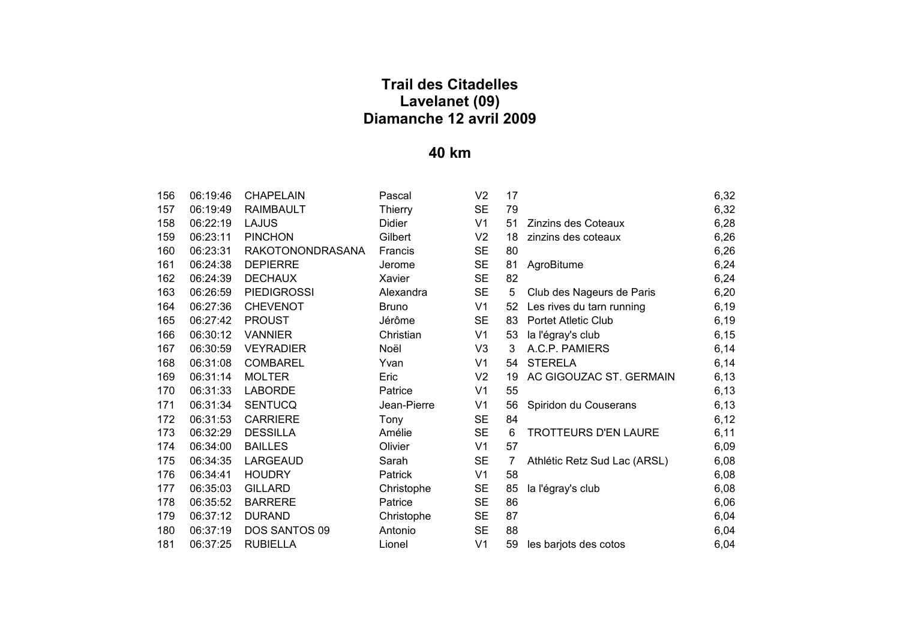# Trail des Citadelles
## Lavelanet (09)
## Diamanche 12 avril 2009

## 40 km

| | | | | | | | |
|---|---|---|---|---|---|---|---|
| 156 | 06:19:46 | CHAPELAIN | Pascal | V2 | 17 | | 6,32 |
| 157 | 06:19:49 | RAIMBAULT | Thierry | SE | 79 | | 6,32 |
| 158 | 06:22:19 | LAJUS | Didier | V1 | 51 | Zinzins des Coteaux | 6,28 |
| 159 | 06:23:11 | PINCHON | Gilbert | V2 | 18 | zinzins des coteaux | 6,26 |
| 160 | 06:23:31 | RAKOTONONDRASANA | Francis | SE | 80 | | 6,26 |
| 161 | 06:24:38 | DEPIERRE | Jerome | SE | 81 | AgroBitume | 6,24 |
| 162 | 06:24:39 | DECHAUX | Xavier | SE | 82 | | 6,24 |
| 163 | 06:26:59 | PIEDIGROSSI | Alexandra | SE | 5 | Club des Nageurs de Paris | 6,20 |
| 164 | 06:27:36 | CHEVENOT | Bruno | V1 | 52 | Les rives du tarn running | 6,19 |
| 165 | 06:27:42 | PROUST | Jérôme | SE | 83 | Portet Atletic Club | 6,19 |
| 166 | 06:30:12 | VANNIER | Christian | V1 | 53 | la l'égray's club | 6,15 |
| 167 | 06:30:59 | VEYRADIER | Noël | V3 | 3 | A.C.P. PAMIERS | 6,14 |
| 168 | 06:31:08 | COMBAREL | Yvan | V1 | 54 | STERELA | 6,14 |
| 169 | 06:31:14 | MOLTER | Eric | V2 | 19 | AC GIGOUZAC ST. GERMAIN | 6,13 |
| 170 | 06:31:33 | LABORDE | Patrice | V1 | 55 | | 6,13 |
| 171 | 06:31:34 | SENTUCQ | Jean-Pierre | V1 | 56 | Spiridon du Couserans | 6,13 |
| 172 | 06:31:53 | CARRIERE | Tony | SE | 84 | | 6,12 |
| 173 | 06:32:29 | DESSILLA | Amélie | SE | 6 | TROTTEURS D'EN LAURE | 6,11 |
| 174 | 06:34:00 | BAILLES | Olivier | V1 | 57 | | 6,09 |
| 175 | 06:34:35 | LARGEAUD | Sarah | SE | 7 | Athlétic Retz Sud Lac (ARSL) | 6,08 |
| 176 | 06:34:41 | HOUDRY | Patrick | V1 | 58 | | 6,08 |
| 177 | 06:35:03 | GILLARD | Christophe | SE | 85 | la l'égray's club | 6,08 |
| 178 | 06:35:52 | BARRERE | Patrice | SE | 86 | | 6,06 |
| 179 | 06:37:12 | DURAND | Christophe | SE | 87 | | 6,04 |
| 180 | 06:37:19 | DOS SANTOS 09 | Antonio | SE | 88 | | 6,04 |
| 181 | 06:37:25 | RUBIELLA | Lionel | V1 | 59 | les barjots des cotos | 6,04 |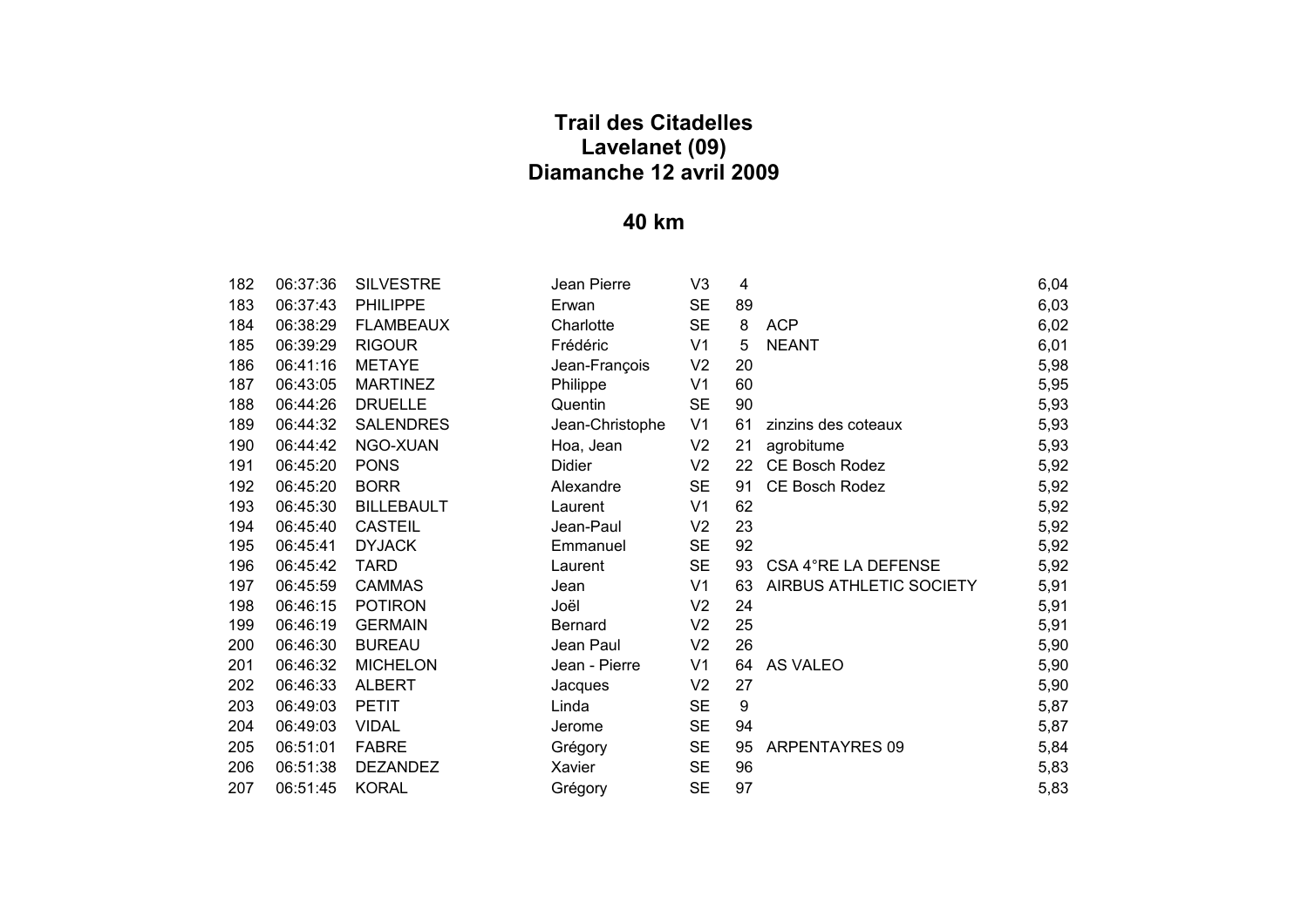# Trail des Citadelles
# Lavelanet (09)
# Diamanche 12 avril 2009

## 40 km

| | | | | | | | |
|---|---|---|---|---|---|---|---|
| 182 | 06:37:36 | SILVESTRE | Jean Pierre | V3 | 4 | | 6,04 |
| 183 | 06:37:43 | PHILIPPE | Erwan | SE | 89 | | 6,03 |
| 184 | 06:38:29 | FLAMBEAUX | Charlotte | SE | 8 | ACP | 6,02 |
| 185 | 06:39:29 | RIGOUR | Frédéric | V1 | 5 | NEANT | 6,01 |
| 186 | 06:41:16 | METAYE | Jean-François | V2 | 20 | | 5,98 |
| 187 | 06:43:05 | MARTINEZ | Philippe | V1 | 60 | | 5,95 |
| 188 | 06:44:26 | DRUELLE | Quentin | SE | 90 | | 5,93 |
| 189 | 06:44:32 | SALENDRES | Jean-Christophe | V1 | 61 | zinzins des coteaux | 5,93 |
| 190 | 06:44:42 | NGO-XUAN | Hoa, Jean | V2 | 21 | agrobitume | 5,93 |
| 191 | 06:45:20 | PONS | Didier | V2 | 22 | CE Bosch Rodez | 5,92 |
| 192 | 06:45:20 | BORR | Alexandre | SE | 91 | CE Bosch Rodez | 5,92 |
| 193 | 06:45:30 | BILLEBAULT | Laurent | V1 | 62 | | 5,92 |
| 194 | 06:45:40 | CASTEIL | Jean-Paul | V2 | 23 | | 5,92 |
| 195 | 06:45:41 | DYJACK | Emmanuel | SE | 92 | | 5,92 |
| 196 | 06:45:42 | TARD | Laurent | SE | 93 | CSA 4°RE LA DEFENSE | 5,92 |
| 197 | 06:45:59 | CAMMAS | Jean | V1 | 63 | AIRBUS ATHLETIC SOCIETY | 5,91 |
| 198 | 06:46:15 | POTIRON | Joël | V2 | 24 | | 5,91 |
| 199 | 06:46:19 | GERMAIN | Bernard | V2 | 25 | | 5,91 |
| 200 | 06:46:30 | BUREAU | Jean Paul | V2 | 26 | | 5,90 |
| 201 | 06:46:32 | MICHELON | Jean - Pierre | V1 | 64 | AS VALEO | 5,90 |
| 202 | 06:46:33 | ALBERT | Jacques | V2 | 27 | | 5,90 |
| 203 | 06:49:03 | PETIT | Linda | SE | 9 | | 5,87 |
| 204 | 06:49:03 | VIDAL | Jerome | SE | 94 | | 5,87 |
| 205 | 06:51:01 | FABRE | Grégory | SE | 95 | ARPENTAYRES 09 | 5,84 |
| 206 | 06:51:38 | DEZANDEZ | Xavier | SE | 96 | | 5,83 |
| 207 | 06:51:45 | KORAL | Grégory | SE | 97 | | 5,83 |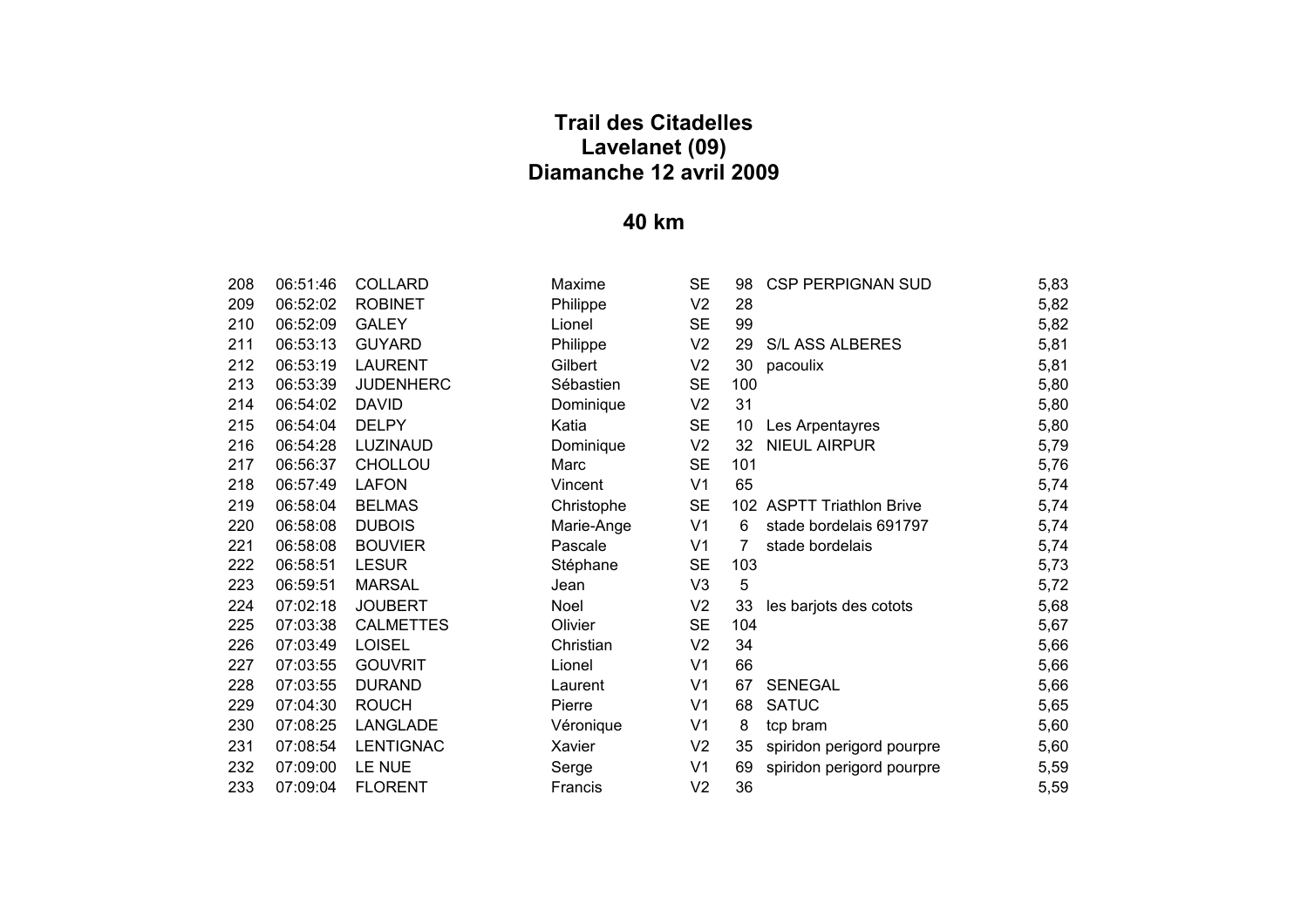# Trail des Citadelles
## Lavelanet (09)
## Diamanche 12 avril 2009

## 40 km

| | | | | | | | |
|---|---|---|---|---|---|---|---|
| 208 | 06:51:46 | COLLARD | Maxime | SE | 98 | CSP PERPIGNAN SUD | 5,83 |
| 209 | 06:52:02 | ROBINET | Philippe | V2 | 28 | | 5,82 |
| 210 | 06:52:09 | GALEY | Lionel | SE | 99 | | 5,82 |
| 211 | 06:53:13 | GUYARD | Philippe | V2 | 29 | S/L ASS ALBERES | 5,81 |
| 212 | 06:53:19 | LAURENT | Gilbert | V2 | 30 | pacoulix | 5,81 |
| 213 | 06:53:39 | JUDENHERC | Sébastien | SE | 100 | | 5,80 |
| 214 | 06:54:02 | DAVID | Dominique | V2 | 31 | | 5,80 |
| 215 | 06:54:04 | DELPY | Katia | SE | 10 | Les Arpentayres | 5,80 |
| 216 | 06:54:28 | LUZINAUD | Dominique | V2 | 32 | NIEUL AIRPUR | 5,79 |
| 217 | 06:56:37 | CHOLLOU | Marc | SE | 101 | | 5,76 |
| 218 | 06:57:49 | LAFON | Vincent | V1 | 65 | | 5,74 |
| 219 | 06:58:04 | BELMAS | Christophe | SE | 102 | ASPTT Triathlon Brive | 5,74 |
| 220 | 06:58:08 | DUBOIS | Marie-Ange | V1 | 6 | stade bordelais 691797 | 5,74 |
| 221 | 06:58:08 | BOUVIER | Pascale | V1 | 7 | stade bordelais | 5,74 |
| 222 | 06:58:51 | LESUR | Stéphane | SE | 103 | | 5,73 |
| 223 | 06:59:51 | MARSAL | Jean | V3 | 5 | | 5,72 |
| 224 | 07:02:18 | JOUBERT | Noel | V2 | 33 | les barjots des cotots | 5,68 |
| 225 | 07:03:38 | CALMETTES | Olivier | SE | 104 | | 5,67 |
| 226 | 07:03:49 | LOISEL | Christian | V2 | 34 | | 5,66 |
| 227 | 07:03:55 | GOUVRIT | Lionel | V1 | 66 | | 5,66 |
| 228 | 07:03:55 | DURAND | Laurent | V1 | 67 | SENEGAL | 5,66 |
| 229 | 07:04:30 | ROUCH | Pierre | V1 | 68 | SATUC | 5,65 |
| 230 | 07:08:25 | LANGLADE | Véronique | V1 | 8 | tcp bram | 5,60 |
| 231 | 07:08:54 | LENTIGNAC | Xavier | V2 | 35 | spiridon perigord pourpre | 5,60 |
| 232 | 07:09:00 | LE NUE | Serge | V1 | 69 | spiridon perigord pourpre | 5,59 |
| 233 | 07:09:04 | FLORENT | Francis | V2 | 36 | | 5,59 |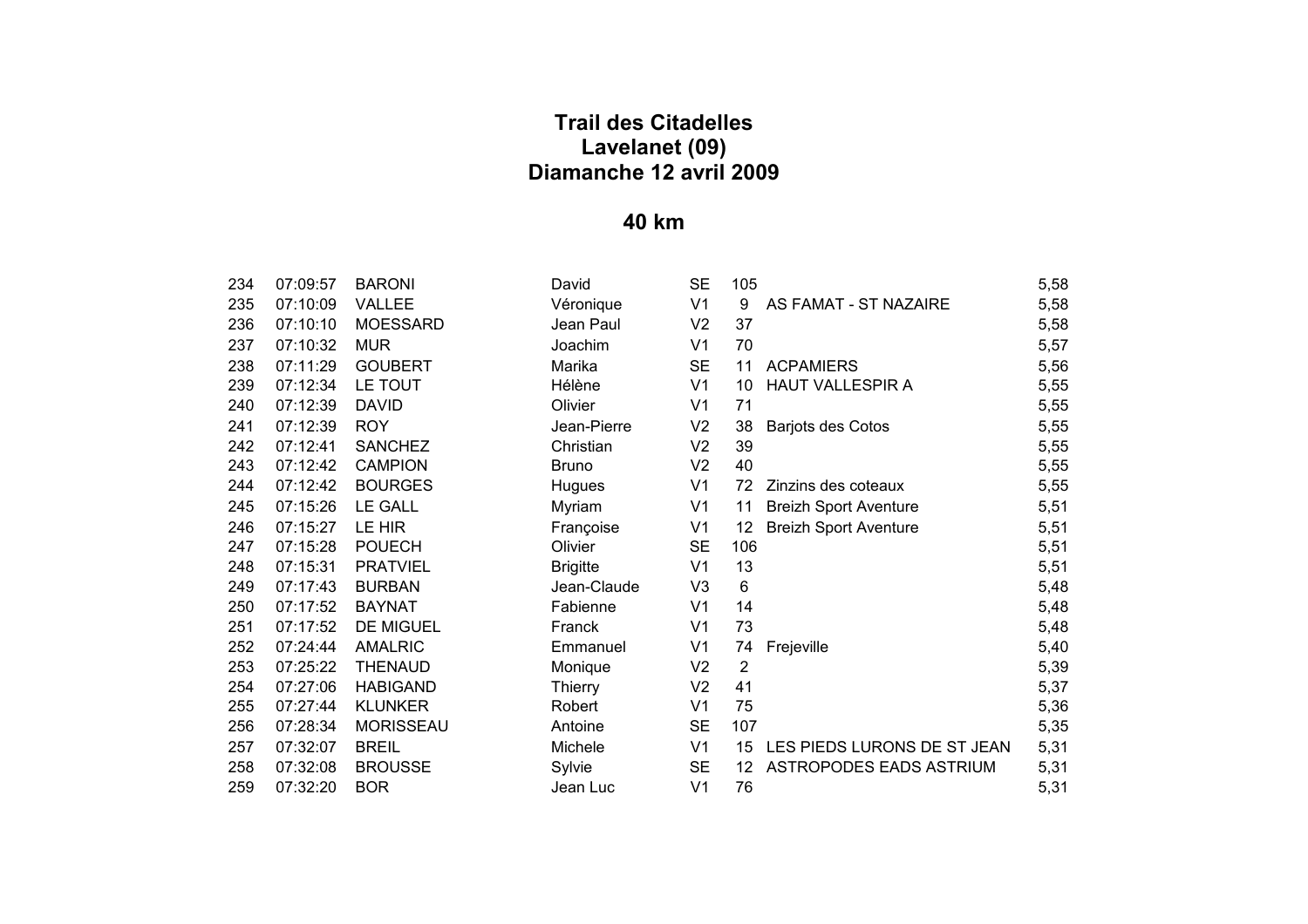# Trail des Citadelles
## Lavelanet (09)
## Diamanche 12 avril 2009

## 40 km

| | | | | | | | |
|---|---|---|---|---|---|---|---|
| 234 | 07:09:57 | BARONI | David | SE | 105 | | 5,58 |
| 235 | 07:10:09 | VALLEE | Véronique | V1 | 9 | AS FAMAT - ST NAZAIRE | 5,58 |
| 236 | 07:10:10 | MOESSARD | Jean Paul | V2 | 37 | | 5,58 |
| 237 | 07:10:32 | MUR | Joachim | V1 | 70 | | 5,57 |
| 238 | 07:11:29 | GOUBERT | Marika | SE | 11 | ACPAMIERS | 5,56 |
| 239 | 07:12:34 | LE TOUT | Hélène | V1 | 10 | HAUT VALLESPIR A | 5,55 |
| 240 | 07:12:39 | DAVID | Olivier | V1 | 71 | | 5,55 |
| 241 | 07:12:39 | ROY | Jean-Pierre | V2 | 38 | Barjots des Cotos | 5,55 |
| 242 | 07:12:41 | SANCHEZ | Christian | V2 | 39 | | 5,55 |
| 243 | 07:12:42 | CAMPION | Bruno | V2 | 40 | | 5,55 |
| 244 | 07:12:42 | BOURGES | Hugues | V1 | 72 | Zinzins des coteaux | 5,55 |
| 245 | 07:15:26 | LE GALL | Myriam | V1 | 11 | Breizh Sport Aventure | 5,51 |
| 246 | 07:15:27 | LE HIR | Françoise | V1 | 12 | Breizh Sport Aventure | 5,51 |
| 247 | 07:15:28 | POUECH | Olivier | SE | 106 | | 5,51 |
| 248 | 07:15:31 | PRATVIEL | Brigitte | V1 | 13 | | 5,51 |
| 249 | 07:17:43 | BURBAN | Jean-Claude | V3 | 6 | | 5,48 |
| 250 | 07:17:52 | BAYNAT | Fabienne | V1 | 14 | | 5,48 |
| 251 | 07:17:52 | DE MIGUEL | Franck | V1 | 73 | | 5,48 |
| 252 | 07:24:44 | AMALRIC | Emmanuel | V1 | 74 | Frejeville | 5,40 |
| 253 | 07:25:22 | THENAUD | Monique | V2 | 2 | | 5,39 |
| 254 | 07:27:06 | HABIGAND | Thierry | V2 | 41 | | 5,37 |
| 255 | 07:27:44 | KLUNKER | Robert | V1 | 75 | | 5,36 |
| 256 | 07:28:34 | MORISSEAU | Antoine | SE | 107 | | 5,35 |
| 257 | 07:32:07 | BREIL | Michele | V1 | 15 | LES PIEDS LURONS DE ST JEAN | 5,31 |
| 258 | 07:32:08 | BROUSSE | Sylvie | SE | 12 | ASTROPODES EADS ASTRIUM | 5,31 |
| 259 | 07:32:20 | BOR | Jean Luc | V1 | 76 | | 5,31 |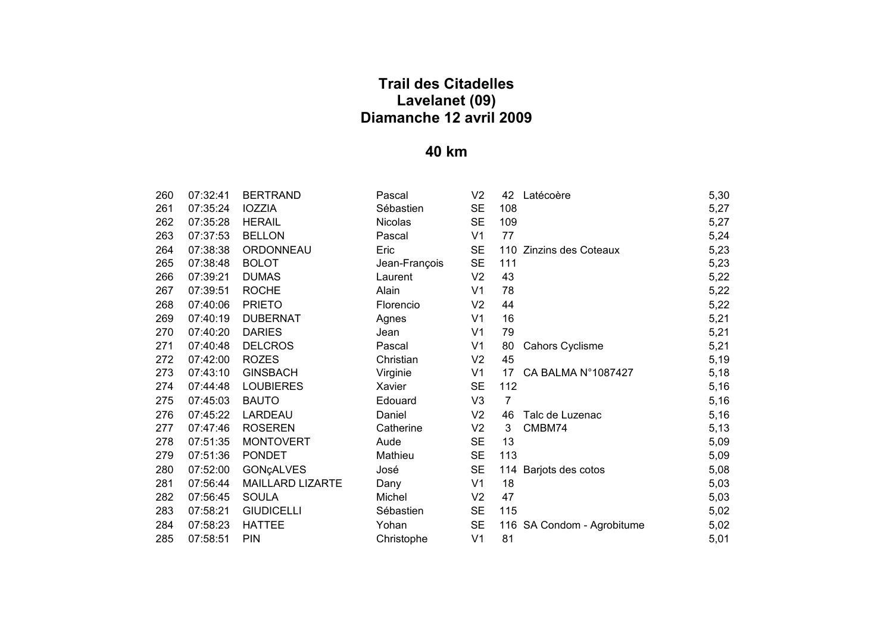# Trail des Citadelles
## Lavelanet (09)
## Diamanche 12 avril 2009

## 40 km

| | | | | | | | |
|---|---|---|---|---|---|---|---|
| 260 | 07:32:41 | BERTRAND | Pascal | V2 | 42 | Latécoère | 5,30 |
| 261 | 07:35:24 | IOZZIA | Sébastien | SE | 108 | | 5,27 |
| 262 | 07:35:28 | HERAIL | Nicolas | SE | 109 | | 5,27 |
| 263 | 07:37:53 | BELLON | Pascal | V1 | 77 | | 5,24 |
| 264 | 07:38:38 | ORDONNEAU | Eric | SE | 110 | Zinzins des Coteaux | 5,23 |
| 265 | 07:38:48 | BOLOT | Jean-François | SE | 111 | | 5,23 |
| 266 | 07:39:21 | DUMAS | Laurent | V2 | 43 | | 5,22 |
| 267 | 07:39:51 | ROCHE | Alain | V1 | 78 | | 5,22 |
| 268 | 07:40:06 | PRIETO | Florencio | V2 | 44 | | 5,22 |
| 269 | 07:40:19 | DUBERNAT | Agnes | V1 | 16 | | 5,21 |
| 270 | 07:40:20 | DARIES | Jean | V1 | 79 | | 5,21 |
| 271 | 07:40:48 | DELCROS | Pascal | V1 | 80 | Cahors Cyclisme | 5,21 |
| 272 | 07:42:00 | ROZES | Christian | V2 | 45 | | 5,19 |
| 273 | 07:43:10 | GINSBACH | Virginie | V1 | 17 | CA BALMA N°1087427 | 5,18 |
| 274 | 07:44:48 | LOUBIERES | Xavier | SE | 112 | | 5,16 |
| 275 | 07:45:03 | BAUTO | Edouard | V3 | 7 | | 5,16 |
| 276 | 07:45:22 | LARDEAU | Daniel | V2 | 46 | Talc de Luzenac | 5,16 |
| 277 | 07:47:46 | ROSEREN | Catherine | V2 | 3 | CMBM74 | 5,13 |
| 278 | 07:51:35 | MONTOVERT | Aude | SE | 13 | | 5,09 |
| 279 | 07:51:36 | PONDET | Mathieu | SE | 113 | | 5,09 |
| 280 | 07:52:00 | GONçALVES | José | SE | 114 | Barjots des cotos | 5,08 |
| 281 | 07:56:44 | MAILLARD LIZARTE | Dany | V1 | 18 | | 5,03 |
| 282 | 07:56:45 | SOULA | Michel | V2 | 47 | | 5,03 |
| 283 | 07:58:21 | GIUDICELLI | Sébastien | SE | 115 | | 5,02 |
| 284 | 07:58:23 | HATTEE | Yohan | SE | 116 | SA Condom - Agrobitume | 5,02 |
| 285 | 07:58:51 | PIN | Christophe | V1 | 81 | | 5,01 |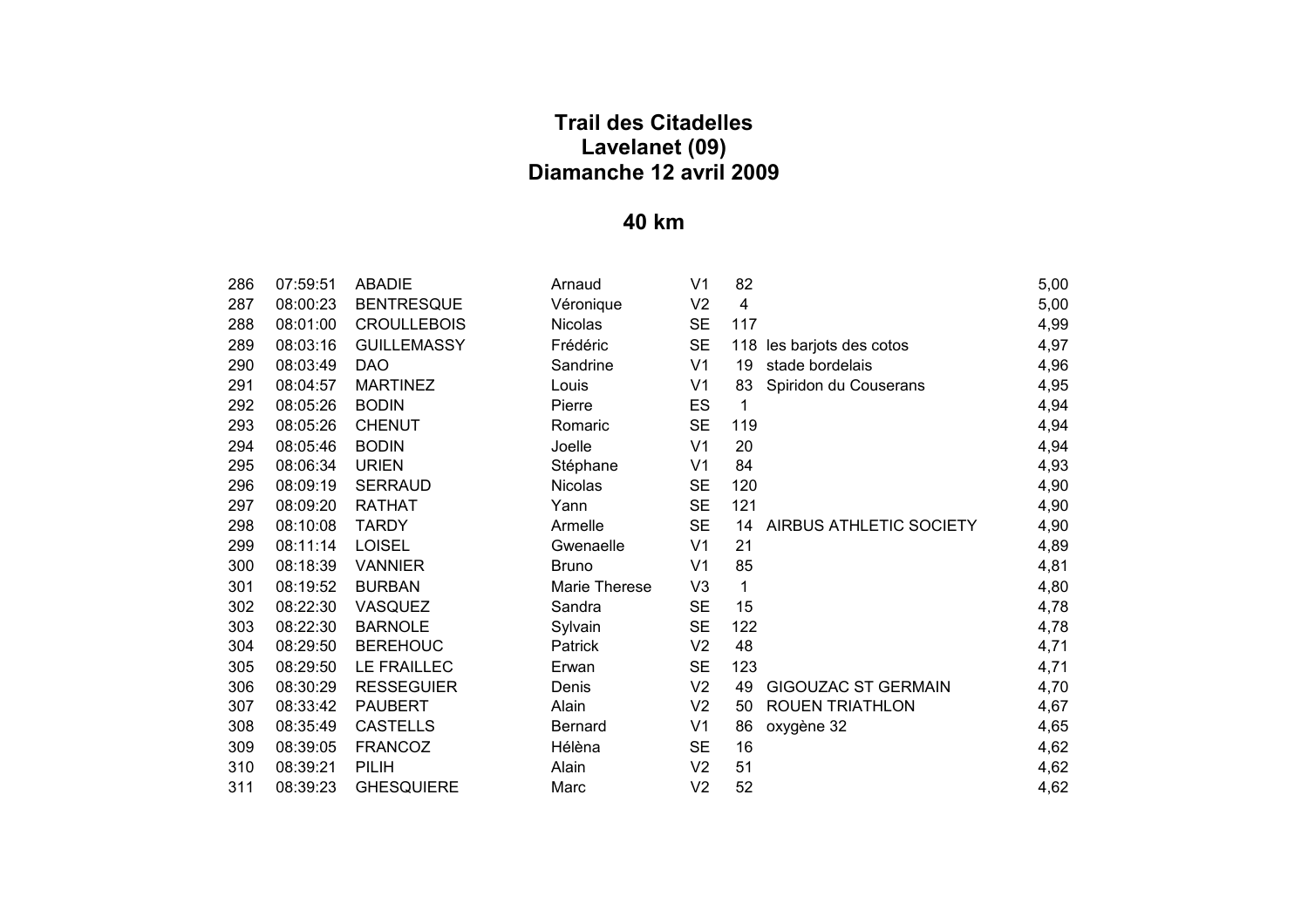# Trail des Citadelles
## Lavelanet (09)
## Diamanche 12 avril 2009

## 40 km

| | | | | | | | |
|---|---|---|---|---|---|---|---|
| 286 | 07:59:51 | ABADIE | Arnaud | V1 | 82 | | 5,00 |
| 287 | 08:00:23 | BENTRESQUE | Véronique | V2 | 4 | | 5,00 |
| 288 | 08:01:00 | CROULLEBOIS | Nicolas | SE | 117 | | 4,99 |
| 289 | 08:03:16 | GUILLEMASSY | Frédéric | SE | 118 | les barjots des cotos | 4,97 |
| 290 | 08:03:49 | DAO | Sandrine | V1 | 19 | stade bordelais | 4,96 |
| 291 | 08:04:57 | MARTINEZ | Louis | V1 | 83 | Spiridon du Couserans | 4,95 |
| 292 | 08:05:26 | BODIN | Pierre | ES | 1 | | 4,94 |
| 293 | 08:05:26 | CHENUT | Romaric | SE | 119 | | 4,94 |
| 294 | 08:05:46 | BODIN | Joelle | V1 | 20 | | 4,94 |
| 295 | 08:06:34 | URIEN | Stéphane | V1 | 84 | | 4,93 |
| 296 | 08:09:19 | SERRAUD | Nicolas | SE | 120 | | 4,90 |
| 297 | 08:09:20 | RATHAT | Yann | SE | 121 | | 4,90 |
| 298 | 08:10:08 | TARDY | Armelle | SE | 14 | AIRBUS ATHLETIC SOCIETY | 4,90 |
| 299 | 08:11:14 | LOISEL | Gwenaelle | V1 | 21 | | 4,89 |
| 300 | 08:18:39 | VANNIER | Bruno | V1 | 85 | | 4,81 |
| 301 | 08:19:52 | BURBAN | Marie Therese | V3 | 1 | | 4,80 |
| 302 | 08:22:30 | VASQUEZ | Sandra | SE | 15 | | 4,78 |
| 303 | 08:22:30 | BARNOLE | Sylvain | SE | 122 | | 4,78 |
| 304 | 08:29:50 | BEREHOUC | Patrick | V2 | 48 | | 4,71 |
| 305 | 08:29:50 | LE FRAILLEC | Erwan | SE | 123 | | 4,71 |
| 306 | 08:30:29 | RESSEGUIER | Denis | V2 | 49 | GIGOUZAC ST GERMAIN | 4,70 |
| 307 | 08:33:42 | PAUBERT | Alain | V2 | 50 | ROUEN TRIATHLON | 4,67 |
| 308 | 08:35:49 | CASTELLS | Bernard | V1 | 86 | oxygène 32 | 4,65 |
| 309 | 08:39:05 | FRANCOZ | Hélèna | SE | 16 | | 4,62 |
| 310 | 08:39:21 | PILIH | Alain | V2 | 51 | | 4,62 |
| 311 | 08:39:23 | GHESQUIERE | Marc | V2 | 52 | | 4,62 |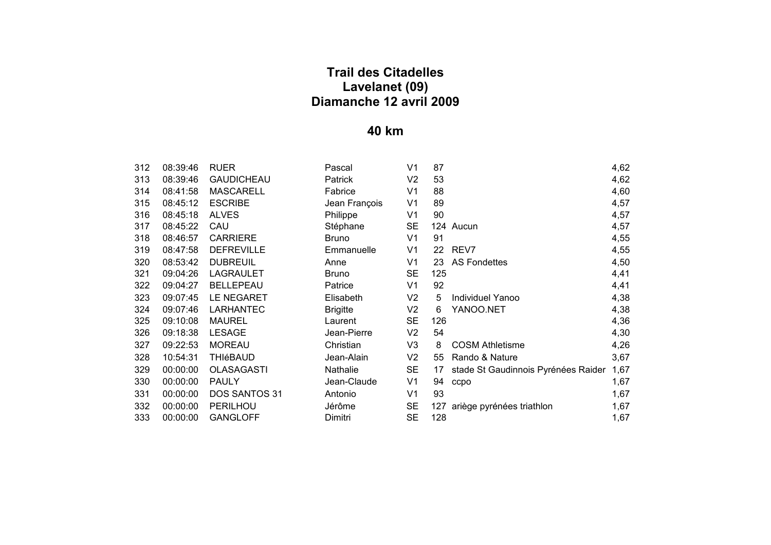**Trail des Citadelles**
**Lavelanet (09)**
**Diamanche 12 avril 2009**

**40 km**

| | | | | | | | |
|---|---|---|---|---|---|---|---|
| 312 | 08:39:46 | RUER | Pascal | V1 | 87 | | 4,62 |
| 313 | 08:39:46 | GAUDICHEAU | Patrick | V2 | 53 | | 4,62 |
| 314 | 08:41:58 | MASCARELL | Fabrice | V1 | 88 | | 4,60 |
| 315 | 08:45:12 | ESCRIBE | Jean François | V1 | 89 | | 4,57 |
| 316 | 08:45:18 | ALVES | Philippe | V1 | 90 | | 4,57 |
| 317 | 08:45:22 | CAU | Stéphane | SE | 124 | Aucun | 4,57 |
| 318 | 08:46:57 | CARRIERE | Bruno | V1 | 91 | | 4,55 |
| 319 | 08:47:58 | DEFREVILLE | Emmanuelle | V1 | 22 | REV7 | 4,55 |
| 320 | 08:53:42 | DUBREUIL | Anne | V1 | 23 | AS Fondettes | 4,50 |
| 321 | 09:04:26 | LAGRAULET | Bruno | SE | 125 | | 4,41 |
| 322 | 09:04:27 | BELLEPEAU | Patrice | V1 | 92 | | 4,41 |
| 323 | 09:07:45 | LE NEGARET | Elisabeth | V2 | 5 | Individuel Yanoo | 4,38 |
| 324 | 09:07:46 | LARHANTEC | Brigitte | V2 | 6 | YANOO.NET | 4,38 |
| 325 | 09:10:08 | MAUREL | Laurent | SE | 126 | | 4,36 |
| 326 | 09:18:38 | LESAGE | Jean-Pierre | V2 | 54 | | 4,30 |
| 327 | 09:22:53 | MOREAU | Christian | V3 | 8 | COSM Athletisme | 4,26 |
| 328 | 10:54:31 | THIéBAUD | Jean-Alain | V2 | 55 | Rando & Nature | 3,67 |
| 329 | 00:00:00 | OLASAGASTI | Nathalie | SE | 17 | stade St Gaudinnois Pyrénées Raider | 1,67 |
| 330 | 00:00:00 | PAULY | Jean-Claude | V1 | 94 | ccpo | 1,67 |
| 331 | 00:00:00 | DOS SANTOS 31 | Antonio | V1 | 93 | | 1,67 |
| 332 | 00:00:00 | PERILHOU | Jérôme | SE | 127 | ariège pyrénées triathlon | 1,67 |
| 333 | 00:00:00 | GANGLOFF | Dimitri | SE | 128 | | 1,67 |